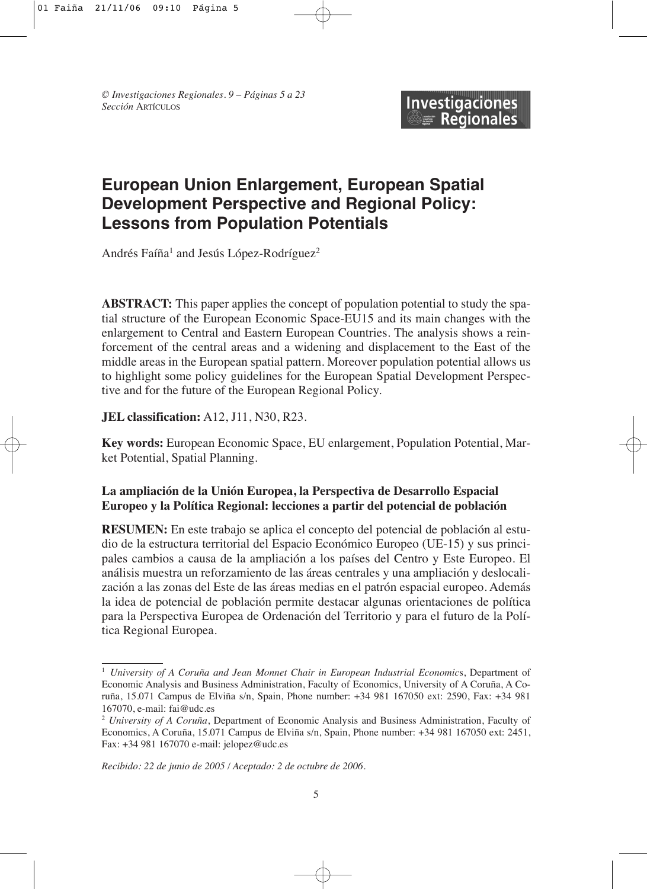# European Union Enlargement, European Spatial Development Perspective and Regional Policy: Lessons from Population Potentials

Andrés Faíña[1] and Jesús López-Rodríguez[2]

**ABSTRACT:** This paper applies the concept of population potential to study the spatial structure of the European Economic Space-EU15 and its main changes with the enlargement to Central and Eastern European Countries. The analysis shows a reinforcement of the central areas and a widening and displacement to the East of the middle areas in the European spatial pattern. Moreover population potential allows us to highlight some policy guidelines for the European Spatial Development Perspective and for the future of the European Regional Policy.

**JEL classification:** A12, J11, N30, R23.

**Key words:** European Economic Space, EU enlargement, Population Potential, Market Potential, Spatial Planning.

### La ampliación de la Unión Europea, la Perspectiva de Desarrollo Espacial Europeo y la Política Regional: lecciones a partir del potencial de población

**RESUMEN:** En este trabajo se aplica el concepto del potencial de población al estudio de la estructura territorial del Espacio Económico Europeo (UE-15) y sus principales cambios a causa de la ampliación a los países del Centro y Este Europeo. El análisis muestra un reforzamiento de las áreas centrales y una ampliación y deslocalización a las zonas del Este de las áreas medias en el patrón espacial europeo. Además la idea de potencial de población permite destacar algunas orientaciones de política para la Perspectiva Europea de Ordenación del Territorio y para el futuro de la Política Regional Europea.

---

[1] *University of A Coruña and Jean Monnet Chair in European Industrial Economics*, Department of Economic Analysis and Business Administration, Faculty of Economics, University of A Coruña, A Coruña, 15.071 Campus de Elviña s/n, Spain, Phone number: +34 981 167050 ext: 2590, Fax: +34 981 167070, e-mail: fai@udc.es

[2] *University of A Coruña*, Department of Economic Analysis and Business Administration, Faculty of Economics, A Coruña, 15.071 Campus de Elviña s/n, Spain, Phone number: +34 981 167050 ext: 2451, Fax: +34 981 167070 e-mail: jelopez@udc.es

*Recibido: 22 de junio de 2005 / Aceptado: 2 de octubre de 2006.*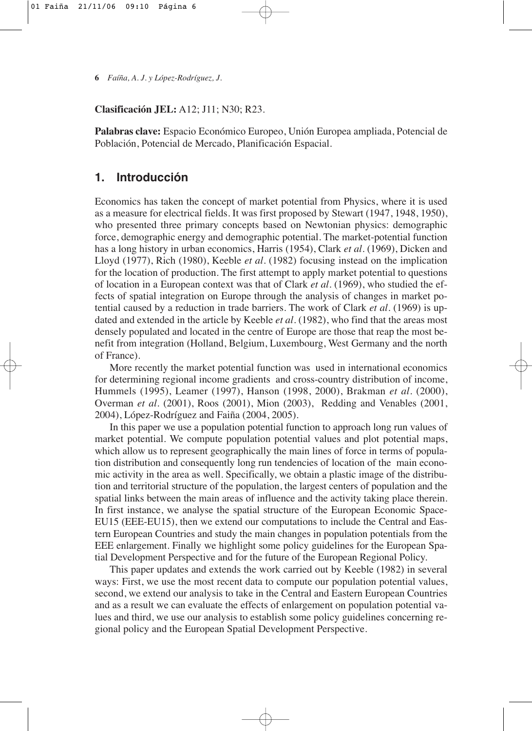**Clasificación JEL:** A12; J11; N30; R23.

**Palabras clave:** Espacio Económico Europeo, Unión Europea ampliada, Potencial de Población, Potencial de Mercado, Planificación Espacial.

## 1. Introducción

Economics has taken the concept of market potential from Physics, where it is used as a measure for electrical fields. It was first proposed by Stewart (1947, 1948, 1950), who presented three primary concepts based on Newtonian physics: demographic force, demographic energy and demographic potential. The market-potential function has a long history in urban economics, Harris (1954), Clark *et al*. (1969), Dicken and Lloyd (1977), Rich (1980), Keeble *et al*. (1982) focusing instead on the implication for the location of production. The first attempt to apply market potential to questions of location in a European context was that of Clark *et al*. (1969), who studied the effects of spatial integration on Europe through the analysis of changes in market potential caused by a reduction in trade barriers. The work of Clark *et al*. (1969) is updated and extended in the article by Keeble *et al*. (1982), who find that the areas most densely populated and located in the centre of Europe are those that reap the most benefit from integration (Holland, Belgium, Luxembourg, West Germany and the north of France).

More recently the market potential function was used in international economics for determining regional income gradients and cross-country distribution of income, Hummels (1995), Leamer (1997), Hanson (1998, 2000), Brakman *et al*. (2000), Overman *et al*. (2001), Roos (2001), Mion (2003), Redding and Venables (2001, 2004), López-Rodríguez and Faiña (2004, 2005).

In this paper we use a population potential function to approach long run values of market potential. We compute population potential values and plot potential maps, which allow us to represent geographically the main lines of force in terms of population distribution and consequently long run tendencies of location of the main economic activity in the area as well. Specifically, we obtain a plastic image of the distribution and territorial structure of the population, the largest centers of population and the spatial links between the main areas of influence and the activity taking place therein. In first instance, we analyse the spatial structure of the European Economic Space-EU15 (EEE-EU15), then we extend our computations to include the Central and Eastern European Countries and study the main changes in population potentials from the EEE enlargement. Finally we highlight some policy guidelines for the European Spatial Development Perspective and for the future of the European Regional Policy.

This paper updates and extends the work carried out by Keeble (1982) in several ways: First, we use the most recent data to compute our population potential values, second, we extend our analysis to take in the Central and Eastern European Countries and as a result we can evaluate the effects of enlargement on population potential values and third, we use our analysis to establish some policy guidelines concerning regional policy and the European Spatial Development Perspective.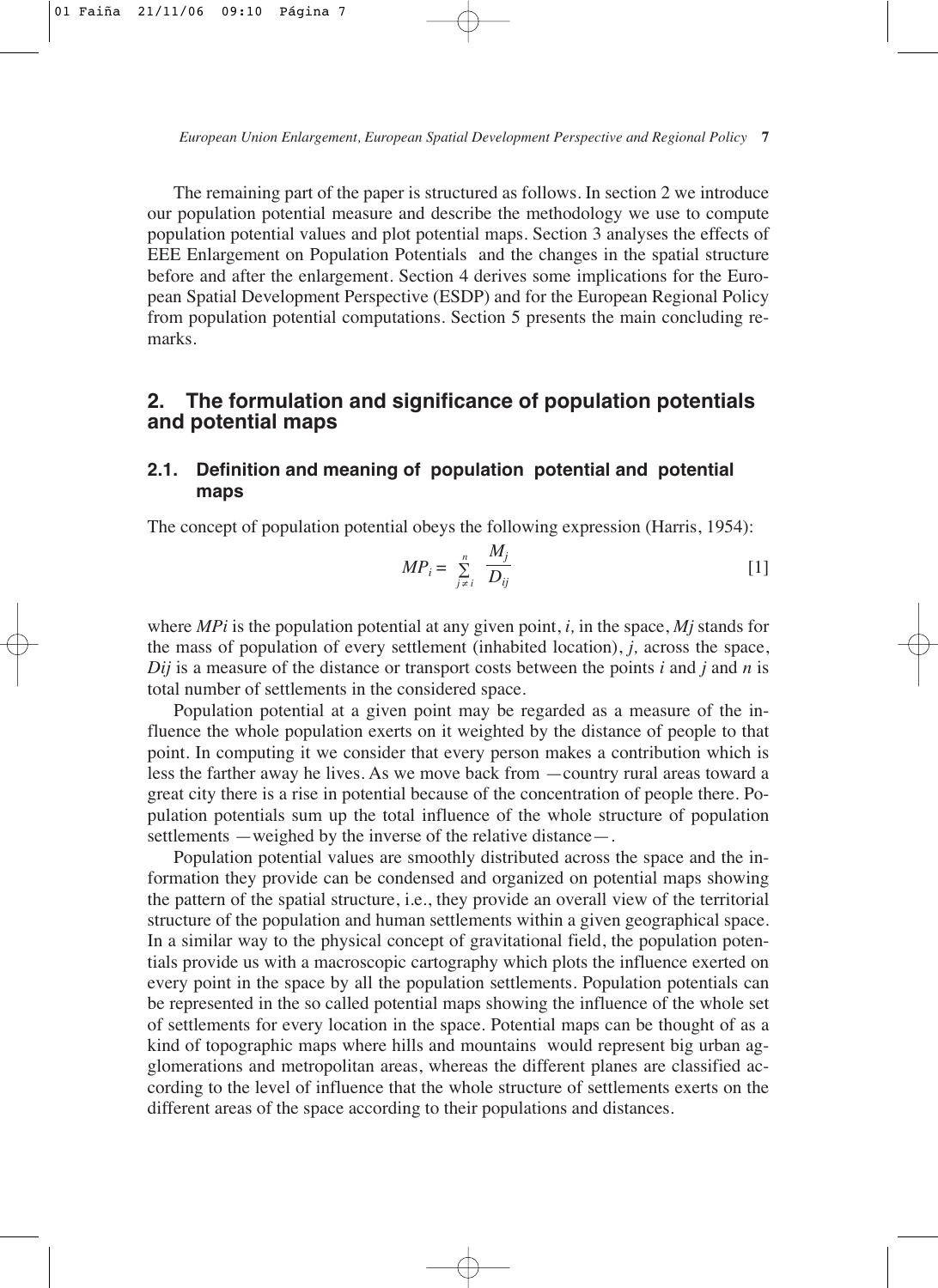The remaining part of the paper is structured as follows. In section 2 we introduce our population potential measure and describe the methodology we use to compute population potential values and plot potential maps. Section 3 analyses the effects of EEE Enlargement on Population Potentials and the changes in the spatial structure before and after the enlargement. Section 4 derives some implications for the European Spatial Development Perspective (ESDP) and for the European Regional Policy from population potential computations. Section 5 presents the main concluding remarks.

## 2. The formulation and significance of population potentials and potential maps

### 2.1. Definition and meaning of population potential and potential maps

The concept of population potential obeys the following expression (Harris, 1954):

$$MP_i = \sum_{j \neq i}^{n} \frac{M_j}{D_{ij}} \qquad [1]$$

where $MP_i$ is the population potential at any given point, $i$, in the space, $M_j$ stands for the mass of population of every settlement (inhabited location), $j$, across the space, $D_{ij}$ is a measure of the distance or transport costs between the points $i$ and $j$ and $n$ is total number of settlements in the considered space.

Population potential at a given point may be regarded as a measure of the influence the whole population exerts on it weighted by the distance of people to that point. In computing it we consider that every person makes a contribution which is less the farther away he lives. As we move back from —country rural areas toward a great city there is a rise in potential because of the concentration of people there. Population potentials sum up the total influence of the whole structure of population settlements —weighed by the inverse of the relative distance—.

Population potential values are smoothly distributed across the space and the information they provide can be condensed and organized on potential maps showing the pattern of the spatial structure, i.e., they provide an overall view of the territorial structure of the population and human settlements within a given geographical space. In a similar way to the physical concept of gravitational field, the population potentials provide us with a macroscopic cartography which plots the influence exerted on every point in the space by all the population settlements. Population potentials can be represented in the so called potential maps showing the influence of the whole set of settlements for every location in the space. Potential maps can be thought of as a kind of topographic maps where hills and mountains would represent big urban agglomerations and metropolitan areas, whereas the different planes are classified according to the level of influence that the whole structure of settlements exerts on the different areas of the space according to their populations and distances.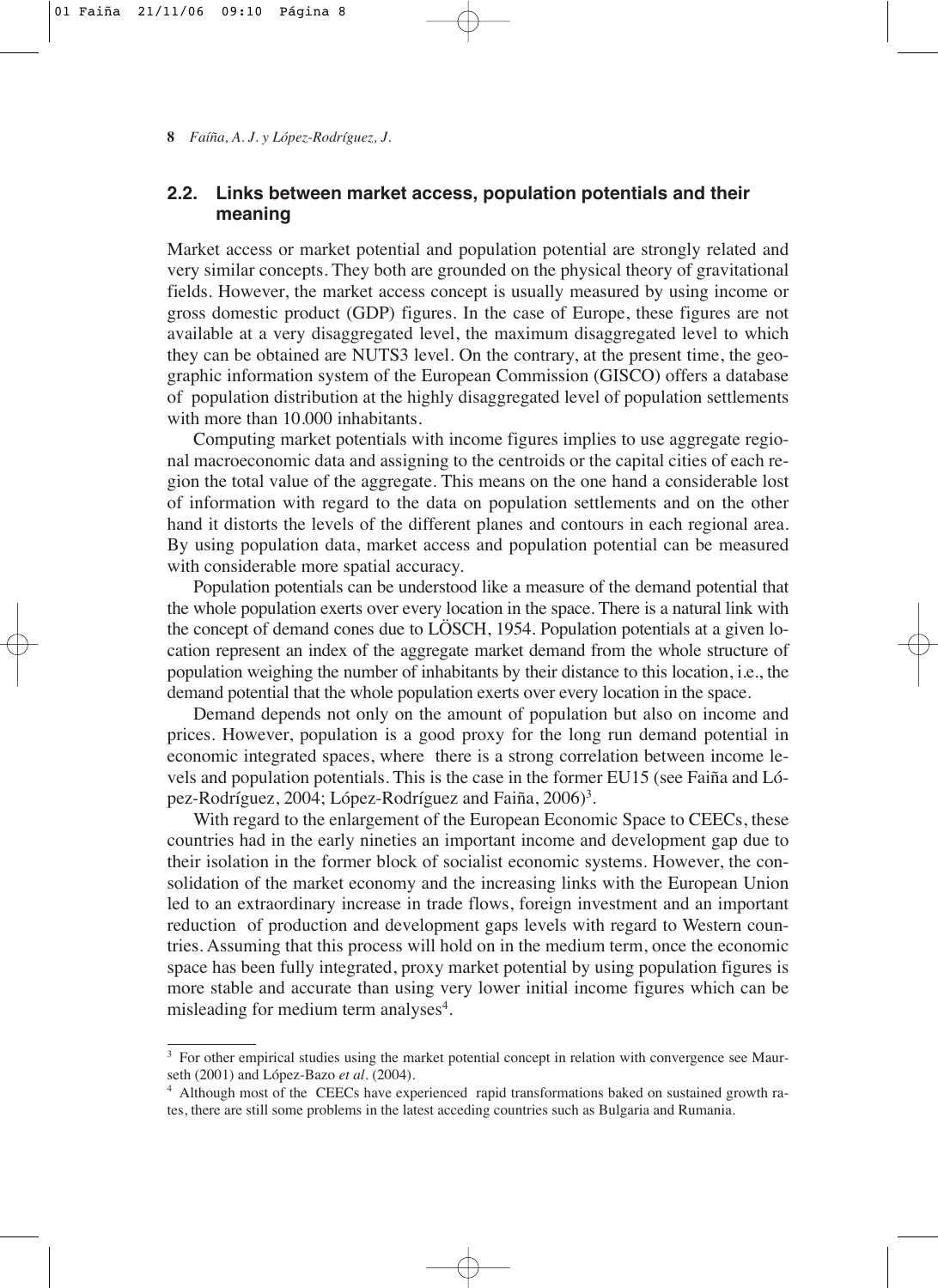## 2.2. Links between market access, population potentials and their meaning

Market access or market potential and population potential are strongly related and very similar concepts. They both are grounded on the physical theory of gravitational fields. However, the market access concept is usually measured by using income or gross domestic product (GDP) figures. In the case of Europe, these figures are not available at a very disaggregated level, the maximum disaggregated level to which they can be obtained are NUTS3 level. On the contrary, at the present time, the geographic information system of the European Commission (GISCO) offers a database of population distribution at the highly disaggregated level of population settlements with more than 10.000 inhabitants.

Computing market potentials with income figures implies to use aggregate regional macroeconomic data and assigning to the centroids or the capital cities of each region the total value of the aggregate. This means on the one hand a considerable lost of information with regard to the data on population settlements and on the other hand it distorts the levels of the different planes and contours in each regional area. By using population data, market access and population potential can be measured with considerable more spatial accuracy.

Population potentials can be understood like a measure of the demand potential that the whole population exerts over every location in the space. There is a natural link with the concept of demand cones due to LÖSCH, 1954. Population potentials at a given location represent an index of the aggregate market demand from the whole structure of population weighing the number of inhabitants by their distance to this location, i.e., the demand potential that the whole population exerts over every location in the space.

Demand depends not only on the amount of population but also on income and prices. However, population is a good proxy for the long run demand potential in economic integrated spaces, where there is a strong correlation between income levels and population potentials. This is the case in the former EU15 (see Faiña and López-Rodríguez, 2004; López-Rodríguez and Faiña, 2006)[3].

With regard to the enlargement of the European Economic Space to CEECs, these countries had in the early nineties an important income and development gap due to their isolation in the former block of socialist economic systems. However, the consolidation of the market economy and the increasing links with the European Union led to an extraordinary increase in trade flows, foreign investment and an important reduction of production and development gaps levels with regard to Western countries. Assuming that this process will hold on in the medium term, once the economic space has been fully integrated, proxy market potential by using population figures is more stable and accurate than using very lower initial income figures which can be misleading for medium term analyses[4].

---

[3] For other empirical studies using the market potential concept in relation with convergence see Maurseth (2001) and López-Bazo *et al*. (2004).

[4] Although most of the CEECs have experienced rapid transformations baked on sustained growth rates, there are still some problems in the latest acceding countries such as Bulgaria and Rumania.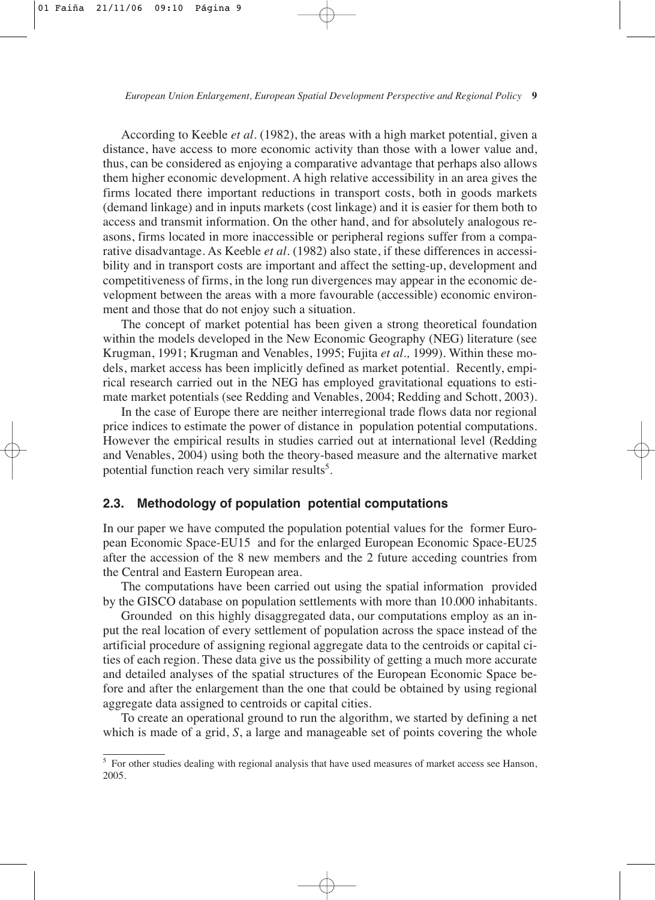According to Keeble *et al*. (1982), the areas with a high market potential, given a distance, have access to more economic activity than those with a lower value and, thus, can be considered as enjoying a comparative advantage that perhaps also allows them higher economic development. A high relative accessibility in an area gives the firms located there important reductions in transport costs, both in goods markets (demand linkage) and in inputs markets (cost linkage) and it is easier for them both to access and transmit information. On the other hand, and for absolutely analogous reasons, firms located in more inaccessible or peripheral regions suffer from a comparative disadvantage. As Keeble *et al*. (1982) also state, if these differences in accessibility and in transport costs are important and affect the setting-up, development and competitiveness of firms, in the long run divergences may appear in the economic development between the areas with a more favourable (accessible) economic environment and those that do not enjoy such a situation.

The concept of market potential has been given a strong theoretical foundation within the models developed in the New Economic Geography (NEG) literature (see Krugman, 1991; Krugman and Venables, 1995; Fujita *et al.,* 1999). Within these models, market access has been implicitly defined as market potential. Recently, empirical research carried out in the NEG has employed gravitational equations to estimate market potentials (see Redding and Venables, 2004; Redding and Schott, 2003).

In the case of Europe there are neither interregional trade flows data nor regional price indices to estimate the power of distance in population potential computations. However the empirical results in studies carried out at international level (Redding and Venables, 2004) using both the theory-based measure and the alternative market potential function reach very similar results[5].

### 2.3. Methodology of population potential computations

In our paper we have computed the population potential values for the former European Economic Space-EU15 and for the enlarged European Economic Space-EU25 after the accession of the 8 new members and the 2 future acceding countries from the Central and Eastern European area.

The computations have been carried out using the spatial information provided by the GISCO database on population settlements with more than 10.000 inhabitants.

Grounded on this highly disaggregated data, our computations employ as an input the real location of every settlement of population across the space instead of the artificial procedure of assigning regional aggregate data to the centroids or capital cities of each region. These data give us the possibility of getting a much more accurate and detailed analyses of the spatial structures of the European Economic Space before and after the enlargement than the one that could be obtained by using regional aggregate data assigned to centroids or capital cities.

To create an operational ground to run the algorithm, we started by defining a net which is made of a grid, *S*, a large and manageable set of points covering the whole

---

[5] For other studies dealing with regional analysis that have used measures of market access see Hanson, 2005.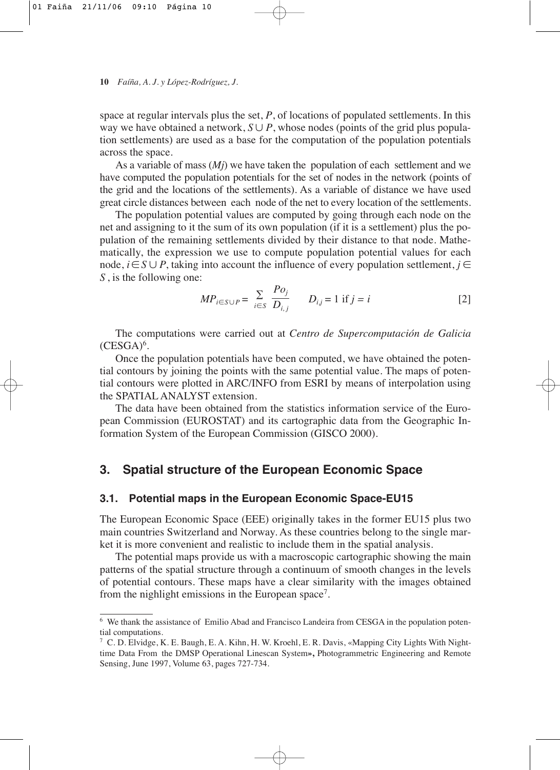space at regular intervals plus the set, $P$, of locations of populated settlements. In this way we have obtained a network, $S \cup P$, whose nodes (points of the grid plus population settlements) are used as a base for the computation of the population potentials across the space.

As a variable of mass ($Mj$) we have taken the population of each settlement and we have computed the population potentials for the set of nodes in the network (points of the grid and the locations of the settlements). As a variable of distance we have used great circle distances between each node of the net to every location of the settlements.

The population potential values are computed by going through each node on the net and assigning to it the sum of its own population (if it is a settlement) plus the population of the remaining settlements divided by their distance to that node. Mathematically, the expression we use to compute population potential values for each node, $i \in S \cup P$, taking into account the influence of every population settlement, $j \in S$, is the following one:

$$MP_{i \in S \cup P} = \sum_{i \in S} \frac{Po_j}{D_{i,j}} \qquad D_{i,j} = 1 \text{ if } j = i \qquad [2]$$

The computations were carried out at *Centro de Supercomputación de Galicia* (CESGA)[6].

Once the population potentials have been computed, we have obtained the potential contours by joining the points with the same potential value. The maps of potential contours were plotted in ARC/INFO from ESRI by means of interpolation using the SPATIAL ANALYST extension.

The data have been obtained from the statistics information service of the European Commission (EUROSTAT) and its cartographic data from the Geographic Information System of the European Commission (GISCO 2000).

## 3. Spatial structure of the European Economic Space

### 3.1. Potential maps in the European Economic Space-EU15

The European Economic Space (EEE) originally takes in the former EU15 plus two main countries Switzerland and Norway. As these countries belong to the single market it is more convenient and realistic to include them in the spatial analysis.

The potential maps provide us with a macroscopic cartographic showing the main patterns of the spatial structure through a continuum of smooth changes in the levels of potential contours. These maps have a clear similarity with the images obtained from the nighlight emissions in the European space[7].

---

[6] We thank the assistance of Emilio Abad and Francisco Landeira from CESGA in the population potential computations.

[7] C. D. Elvidge, K. E. Baugh, E. A. Kihn, H. W. Kroehl, E. R. Davis, «Mapping City Lights With Nighttime Data From the DMSP Operational Linescan System», Photogrammetric Engineering and Remote Sensing, June 1997, Volume 63, pages 727-734.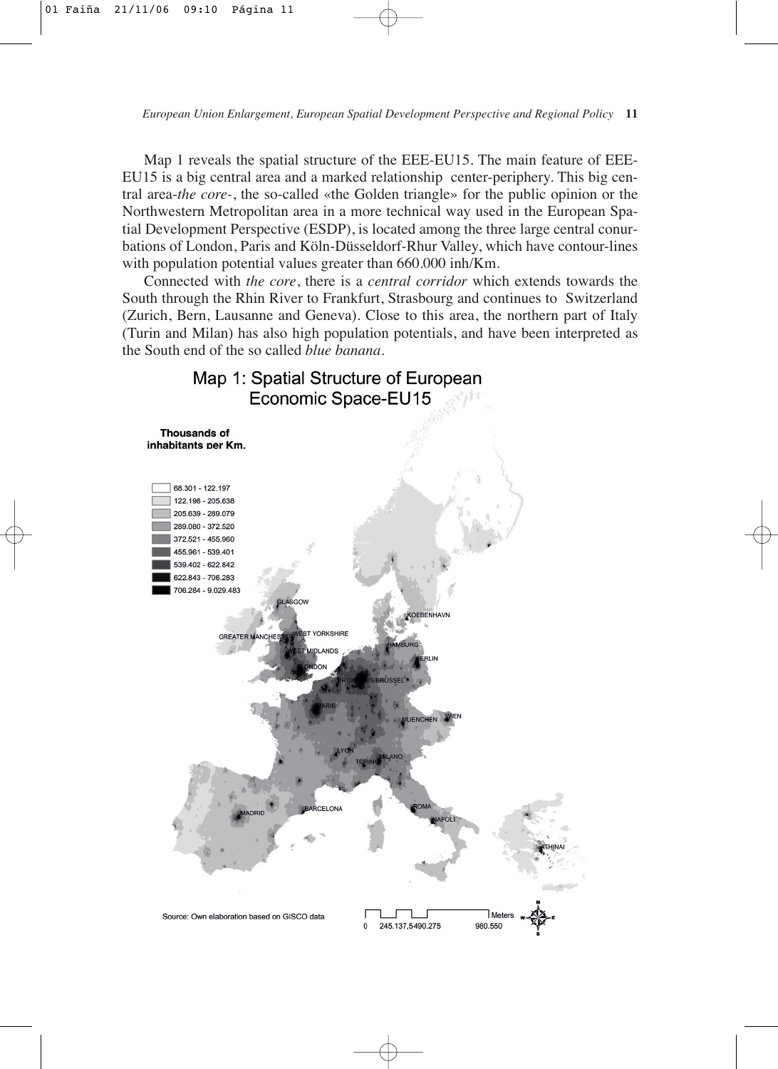Map 1 reveals the spatial structure of the EEE-EU15. The main feature of EEE-EU15 is a big central area and a marked relationship center-periphery. This big central area-*the core*-, the so-called «the Golden triangle» for the public opinion or the Northwestern Metropolitan area in a more technical way used in the European Spatial Development Perspective (ESDP), is located among the three large central conurbations of London, Paris and Köln-Düsseldorf-Rhur Valley, which have contour-lines with population potential values greater than 660.000 inh/Km.

Connected with *the core*, there is a *central corridor* which extends towards the South through the Rhin River to Frankfurt, Strasbourg and continues to Switzerland (Zurich, Bern, Lausanne and Geneva). Close to this area, the northern part of Italy (Turin and Milan) has also high population potentials, and have been interpreted as the South end of the so called *blue banana*.

Map 1: Spatial Structure of European Economic Space-EU15

Source: Own elaboration based on GISCO data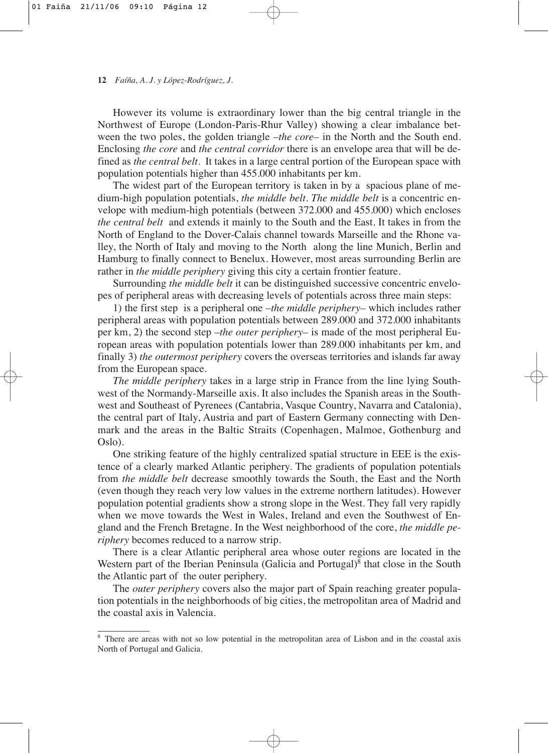However its volume is extraordinary lower than the big central triangle in the Northwest of Europe (London-Paris-Rhur Valley) showing a clear imbalance between the two poles, the golden triangle –*the core*– in the North and the South end. Enclosing *the core* and *the central corridor* there is an envelope area that will be defined as *the central belt*. It takes in a large central portion of the European space with population potentials higher than 455.000 inhabitants per km.

The widest part of the European territory is taken in by a spacious plane of medium-high population potentials, *the middle belt*. *The middle belt* is a concentric envelope with medium-high potentials (between 372.000 and 455.000) which encloses *the central belt* and extends it mainly to the South and the East. It takes in from the North of England to the Dover-Calais channel towards Marseille and the Rhone valley, the North of Italy and moving to the North along the line Munich, Berlin and Hamburg to finally connect to Benelux. However, most areas surrounding Berlin are rather in *the middle periphery* giving this city a certain frontier feature.

Surrounding *the middle belt* it can be distinguished successive concentric envelopes of peripheral areas with decreasing levels of potentials across three main steps:

1) the first step is a peripheral one –*the middle periphery*– which includes rather peripheral areas with population potentials between 289.000 and 372.000 inhabitants per km, 2) the second step –*the outer periphery*– is made of the most peripheral European areas with population potentials lower than 289.000 inhabitants per km, and finally 3) *the outermost periphery* covers the overseas territories and islands far away from the European space.

*The middle periphery* takes in a large strip in France from the line lying Southwest of the Normandy-Marseille axis. It also includes the Spanish areas in the Southwest and Southeast of Pyrenees (Cantabria, Vasque Country, Navarra and Catalonia), the central part of Italy, Austria and part of Eastern Germany connecting with Denmark and the areas in the Baltic Straits (Copenhagen, Malmoe, Gothenburg and Oslo).

One striking feature of the highly centralized spatial structure in EEE is the existence of a clearly marked Atlantic periphery. The gradients of population potentials from *the middle belt* decrease smoothly towards the South, the East and the North (even though they reach very low values in the extreme northern latitudes). However population potential gradients show a strong slope in the West. They fall very rapidly when we move towards the West in Wales, Ireland and even the Southwest of England and the French Bretagne. In the West neighborhood of the core, *the middle periphery* becomes reduced to a narrow strip.

There is a clear Atlantic peripheral area whose outer regions are located in the Western part of the Iberian Peninsula (Galicia and Portugal)[8] that close in the South the Atlantic part of the outer periphery.

The *outer periphery* covers also the major part of Spain reaching greater population potentials in the neighborhoods of big cities, the metropolitan area of Madrid and the coastal axis in Valencia.

[8] There are areas with not so low potential in the metropolitan area of Lisbon and in the coastal axis North of Portugal and Galicia.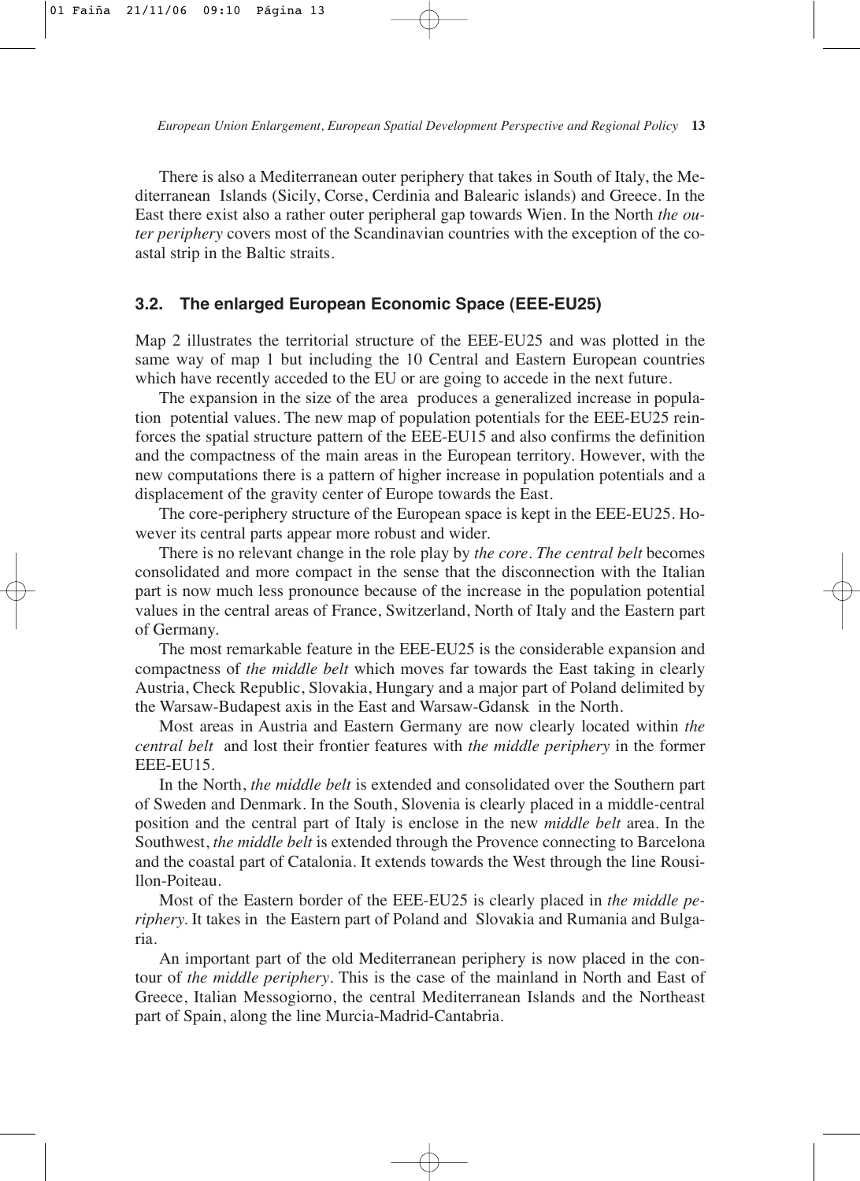There is also a Mediterranean outer periphery that takes in South of Italy, the Mediterranean Islands (Sicily, Corse, Cerdinia and Balearic islands) and Greece. In the East there exist also a rather outer peripheral gap towards Wien. In the North *the outer periphery* covers most of the Scandinavian countries with the exception of the coastal strip in the Baltic straits.

### 3.2. The enlarged European Economic Space (EEE-EU25)

Map 2 illustrates the territorial structure of the EEE-EU25 and was plotted in the same way of map 1 but including the 10 Central and Eastern European countries which have recently acceded to the EU or are going to accede in the next future.

The expansion in the size of the area produces a generalized increase in population potential values. The new map of population potentials for the EEE-EU25 reinforces the spatial structure pattern of the EEE-EU15 and also confirms the definition and the compactness of the main areas in the European territory. However, with the new computations there is a pattern of higher increase in population potentials and a displacement of the gravity center of Europe towards the East.

The core-periphery structure of the European space is kept in the EEE-EU25. However its central parts appear more robust and wider.

There is no relevant change in the role play by *the core*. *The central belt* becomes consolidated and more compact in the sense that the disconnection with the Italian part is now much less pronounce because of the increase in the population potential values in the central areas of France, Switzerland, North of Italy and the Eastern part of Germany.

The most remarkable feature in the EEE-EU25 is the considerable expansion and compactness of *the middle belt* which moves far towards the East taking in clearly Austria, Check Republic, Slovakia, Hungary and a major part of Poland delimited by the Warsaw-Budapest axis in the East and Warsaw-Gdansk in the North.

Most areas in Austria and Eastern Germany are now clearly located within *the central belt* and lost their frontier features with *the middle periphery* in the former EEE-EU15.

In the North, *the middle belt* is extended and consolidated over the Southern part of Sweden and Denmark. In the South, Slovenia is clearly placed in a middle-central position and the central part of Italy is enclose in the new *middle belt* area. In the Southwest, *the middle belt* is extended through the Provence connecting to Barcelona and the coastal part of Catalonia. It extends towards the West through the line Rousillon-Poiteau.

Most of the Eastern border of the EEE-EU25 is clearly placed in *the middle periphery*. It takes in the Eastern part of Poland and Slovakia and Rumania and Bulgaria.

An important part of the old Mediterranean periphery is now placed in the contour of *the middle periphery*. This is the case of the mainland in North and East of Greece, Italian Messogiorno, the central Mediterranean Islands and the Northeast part of Spain, along the line Murcia-Madrid-Cantabria.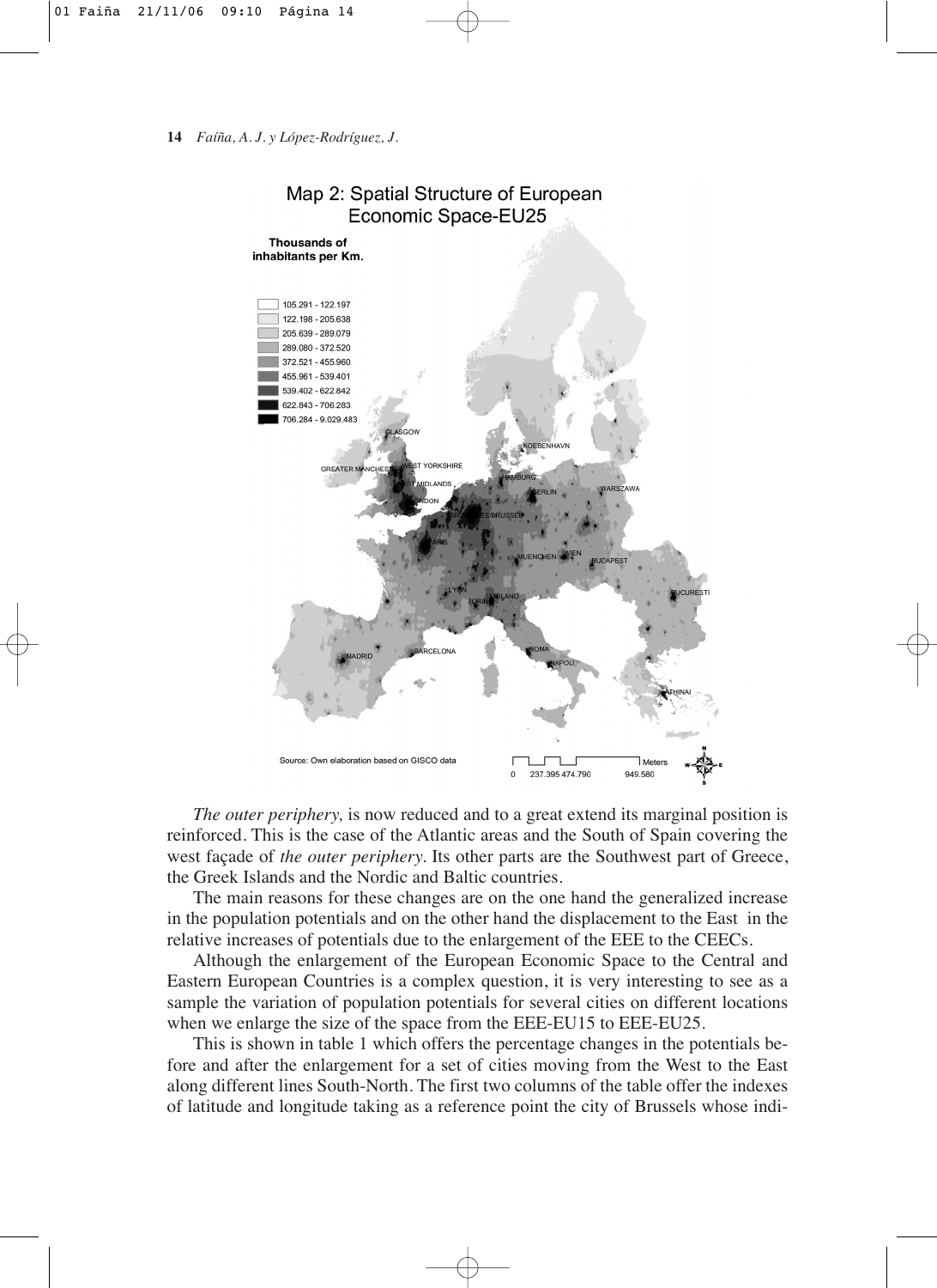Map 2: Spatial Structure of European Economic Space-EU25

Thousands of inhabitants per Km.

| |
|---|
| 105.291 - 122.197 |
| 122.198 - 205.638 |
| 205.639 - 289.079 |
| 289.080 - 372.520 |
| 372.521 - 455.960 |
| 455.961 - 539.401 |
| 539.402 - 622.842 |
| 622.843 - 706.283 |
| 706.284 - 9.029.483 |

Source: Own elaboration based on GISCO data

*The outer periphery,* is now reduced and to a great extend its marginal position is reinforced. This is the case of the Atlantic areas and the South of Spain covering the west façade of *the outer periphery*. Its other parts are the Southwest part of Greece, the Greek Islands and the Nordic and Baltic countries.

The main reasons for these changes are on the one hand the generalized increase in the population potentials and on the other hand the displacement to the East in the relative increases of potentials due to the enlargement of the EEE to the CEECs.

Although the enlargement of the European Economic Space to the Central and Eastern European Countries is a complex question, it is very interesting to see as a sample the variation of population potentials for several cities on different locations when we enlarge the size of the space from the EEE-EU15 to EEE-EU25.

This is shown in table 1 which offers the percentage changes in the potentials before and after the enlargement for a set of cities moving from the West to the East along different lines South-North. The first two columns of the table offer the indexes of latitude and longitude taking as a reference point the city of Brussels whose indi-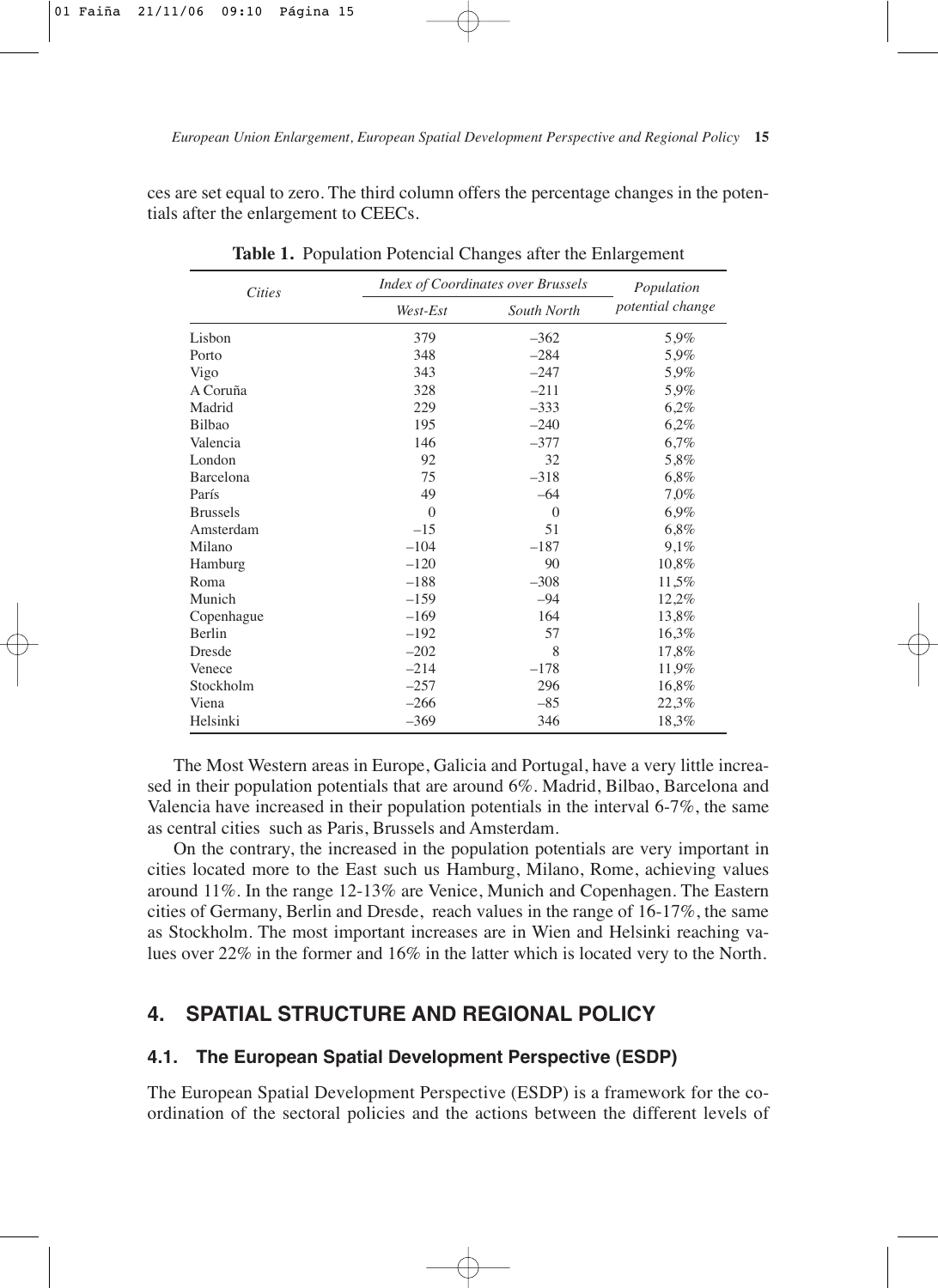ces are set equal to zero. The third column offers the percentage changes in the potentials after the enlargement to CEECs.

**Table 1.** Population Potencial Changes after the Enlargement

| *Cities* | *Index of Coordinates over Brussels* | | *Population potential change* |
|---|---|---|---|
| | *West-Est* | *South North* | |
| Lisbon | 379 | –362 | 5,9% |
| Porto | 348 | –284 | 5,9% |
| Vigo | 343 | –247 | 5,9% |
| A Coruña | 328 | –211 | 5,9% |
| Madrid | 229 | –333 | 6,2% |
| Bilbao | 195 | –240 | 6,2% |
| Valencia | 146 | –377 | 6,7% |
| London | 92 | 32 | 5,8% |
| Barcelona | 75 | –318 | 6,8% |
| París | 49 | –64 | 7,0% |
| Brussels | 0 | 0 | 6,9% |
| Amsterdam | –15 | 51 | 6,8% |
| Milano | –104 | –187 | 9,1% |
| Hamburg | –120 | 90 | 10,8% |
| Roma | –188 | –308 | 11,5% |
| Munich | –159 | –94 | 12,2% |
| Copenhague | –169 | 164 | 13,8% |
| Berlin | –192 | 57 | 16,3% |
| Dresde | –202 | 8 | 17,8% |
| Venece | –214 | –178 | 11,9% |
| Stockholm | –257 | 296 | 16,8% |
| Viena | –266 | –85 | 22,3% |
| Helsinki | –369 | 346 | 18,3% |

The Most Western areas in Europe, Galicia and Portugal, have a very little increased in their population potentials that are around 6%. Madrid, Bilbao, Barcelona and Valencia have increased in their population potentials in the interval 6-7%, the same as central cities such as Paris, Brussels and Amsterdam.

On the contrary, the increased in the population potentials are very important in cities located more to the East such us Hamburg, Milano, Rome, achieving values around 11%. In the range 12-13% are Venice, Munich and Copenhagen. The Eastern cities of Germany, Berlin and Dresde, reach values in the range of 16-17%, the same as Stockholm. The most important increases are in Wien and Helsinki reaching values over 22% in the former and 16% in the latter which is located very to the North.

## 4. SPATIAL STRUCTURE AND REGIONAL POLICY

### 4.1. The European Spatial Development Perspective (ESDP)

The European Spatial Development Perspective (ESDP) is a framework for the coordination of the sectoral policies and the actions between the different levels of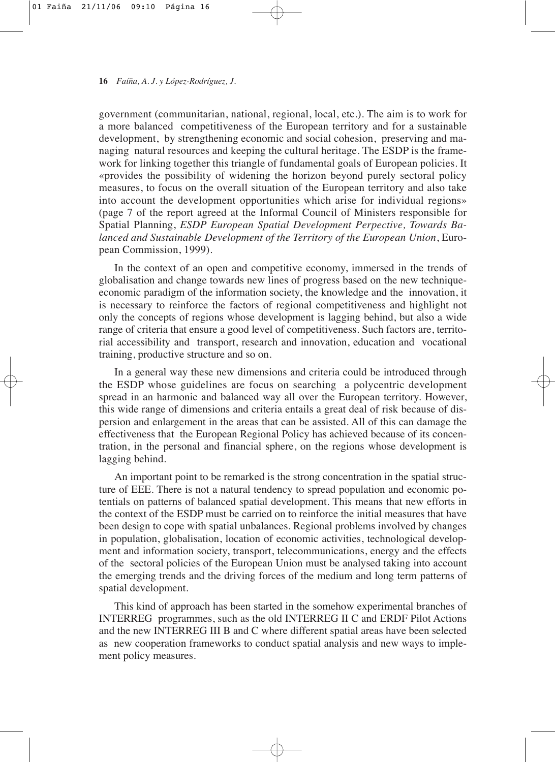government (communitarian, national, regional, local, etc.). The aim is to work for a more balanced competitiveness of the European territory and for a sustainable development, by strengthening economic and social cohesion, preserving and managing natural resources and keeping the cultural heritage. The ESDP is the framework for linking together this triangle of fundamental goals of European policies. It «provides the possibility of widening the horizon beyond purely sectoral policy measures, to focus on the overall situation of the European territory and also take into account the development opportunities which arise for individual regions» (page 7 of the report agreed at the Informal Council of Ministers responsible for Spatial Planning, *ESDP European Spatial Development Perpective, Towards Balanced and Sustainable Development of the Territory of the European Union*, European Commission, 1999).

In the context of an open and competitive economy, immersed in the trends of globalisation and change towards new lines of progress based on the new technique-economic paradigm of the information society, the knowledge and the innovation, it is necessary to reinforce the factors of regional competitiveness and highlight not only the concepts of regions whose development is lagging behind, but also a wide range of criteria that ensure a good level of competitiveness. Such factors are, territorial accessibility and transport, research and innovation, education and vocational training, productive structure and so on.

In a general way these new dimensions and criteria could be introduced through the ESDP whose guidelines are focus on searching a polycentric development spread in an harmonic and balanced way all over the European territory. However, this wide range of dimensions and criteria entails a great deal of risk because of dispersion and enlargement in the areas that can be assisted. All of this can damage the effectiveness that the European Regional Policy has achieved because of its concentration, in the personal and financial sphere, on the regions whose development is lagging behind.

An important point to be remarked is the strong concentration in the spatial structure of EEE. There is not a natural tendency to spread population and economic potentials on patterns of balanced spatial development. This means that new efforts in the context of the ESDP must be carried on to reinforce the initial measures that have been design to cope with spatial unbalances. Regional problems involved by changes in population, globalisation, location of economic activities, technological development and information society, transport, telecommunications, energy and the effects of the sectoral policies of the European Union must be analysed taking into account the emerging trends and the driving forces of the medium and long term patterns of spatial development.

This kind of approach has been started in the somehow experimental branches of INTERREG programmes, such as the old INTERREG II C and ERDF Pilot Actions and the new INTERREG III B and C where different spatial areas have been selected as new cooperation frameworks to conduct spatial analysis and new ways to implement policy measures.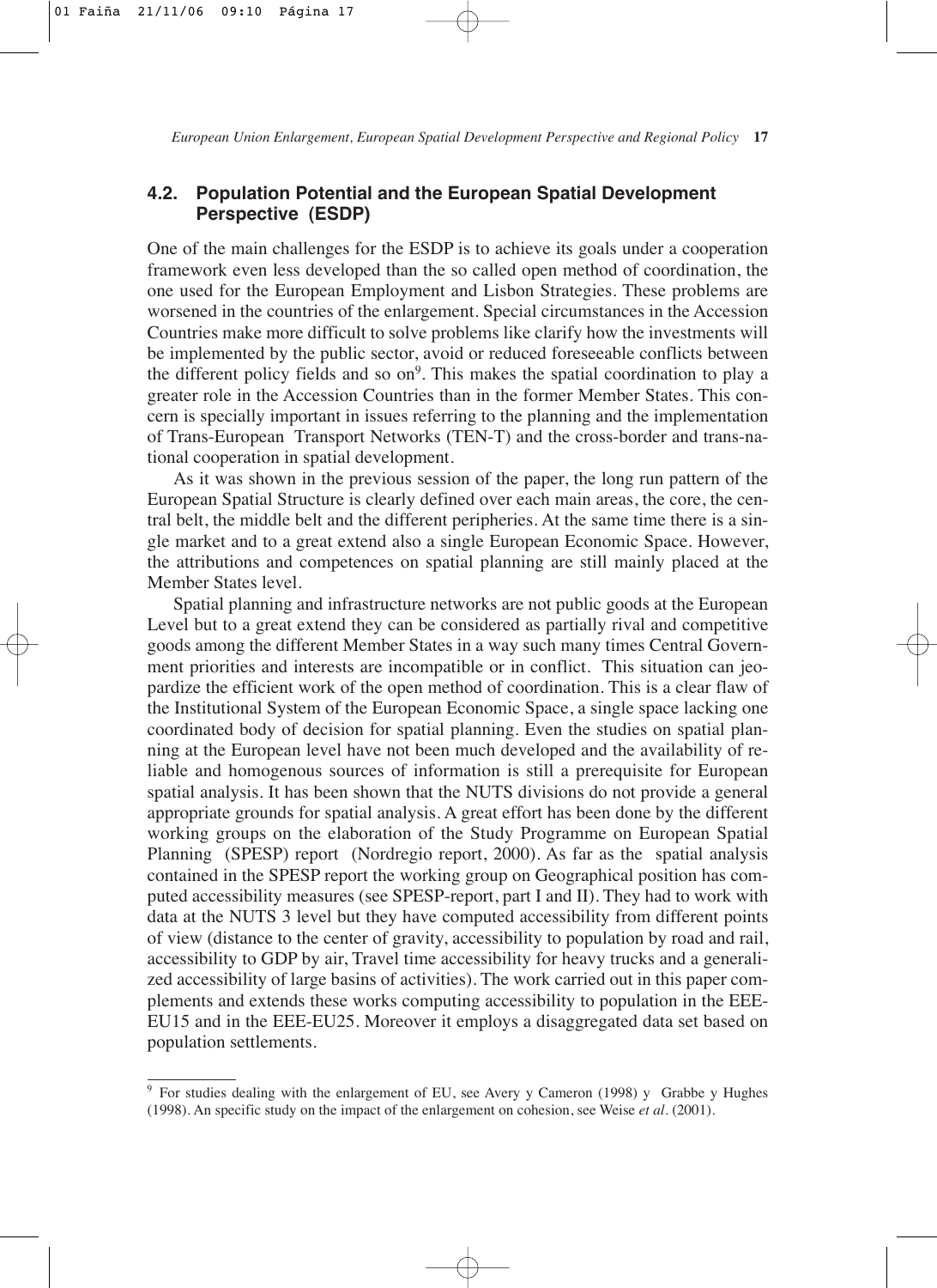## 4.2. Population Potential and the European Spatial Development Perspective (ESDP)

One of the main challenges for the ESDP is to achieve its goals under a cooperation framework even less developed than the so called open method of coordination, the one used for the European Employment and Lisbon Strategies. These problems are worsened in the countries of the enlargement. Special circumstances in the Accession Countries make more difficult to solve problems like clarify how the investments will be implemented by the public sector, avoid or reduced foreseeable conflicts between the different policy fields and so on[9]. This makes the spatial coordination to play a greater role in the Accession Countries than in the former Member States. This concern is specially important in issues referring to the planning and the implementation of Trans-European Transport Networks (TEN-T) and the cross-border and trans-national cooperation in spatial development.

As it was shown in the previous session of the paper, the long run pattern of the European Spatial Structure is clearly defined over each main areas, the core, the central belt, the middle belt and the different peripheries. At the same time there is a single market and to a great extend also a single European Economic Space. However, the attributions and competences on spatial planning are still mainly placed at the Member States level.

Spatial planning and infrastructure networks are not public goods at the European Level but to a great extend they can be considered as partially rival and competitive goods among the different Member States in a way such many times Central Government priorities and interests are incompatible or in conflict. This situation can jeopardize the efficient work of the open method of coordination. This is a clear flaw of the Institutional System of the European Economic Space, a single space lacking one coordinated body of decision for spatial planning. Even the studies on spatial planning at the European level have not been much developed and the availability of reliable and homogenous sources of information is still a prerequisite for European spatial analysis. It has been shown that the NUTS divisions do not provide a general appropriate grounds for spatial analysis. A great effort has been done by the different working groups on the elaboration of the Study Programme on European Spatial Planning (SPESP) report (Nordregio report, 2000). As far as the spatial analysis contained in the SPESP report the working group on Geographical position has computed accessibility measures (see SPESP-report, part I and II). They had to work with data at the NUTS 3 level but they have computed accessibility from different points of view (distance to the center of gravity, accessibility to population by road and rail, accessibility to GDP by air, Travel time accessibility for heavy trucks and a generalized accessibility of large basins of activities). The work carried out in this paper complements and extends these works computing accessibility to population in the EEE-EU15 and in the EEE-EU25. Moreover it employs a disaggregated data set based on population settlements.

[9] For studies dealing with the enlargement of EU, see Avery y Cameron (1998) y Grabbe y Hughes (1998). An specific study on the impact of the enlargement on cohesion, see Weise *et al*. (2001).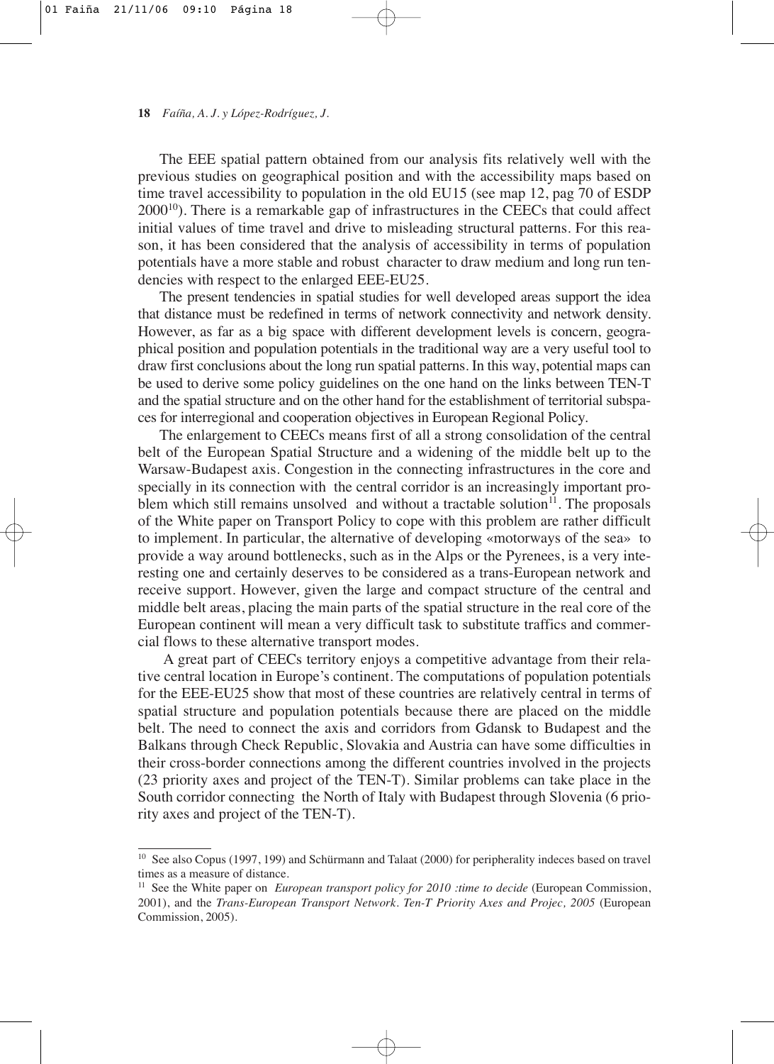The EEE spatial pattern obtained from our analysis fits relatively well with the previous studies on geographical position and with the accessibility maps based on time travel accessibility to population in the old EU15 (see map 12, pag 70 of ESDP 2000[10]). There is a remarkable gap of infrastructures in the CEECs that could affect initial values of time travel and drive to misleading structural patterns. For this reason, it has been considered that the analysis of accessibility in terms of population potentials have a more stable and robust character to draw medium and long run tendencies with respect to the enlarged EEE-EU25.

The present tendencies in spatial studies for well developed areas support the idea that distance must be redefined in terms of network connectivity and network density. However, as far as a big space with different development levels is concern, geographical position and population potentials in the traditional way are a very useful tool to draw first conclusions about the long run spatial patterns. In this way, potential maps can be used to derive some policy guidelines on the one hand on the links between TEN-T and the spatial structure and on the other hand for the establishment of territorial subspaces for interregional and cooperation objectives in European Regional Policy.

The enlargement to CEECs means first of all a strong consolidation of the central belt of the European Spatial Structure and a widening of the middle belt up to the Warsaw-Budapest axis. Congestion in the connecting infrastructures in the core and specially in its connection with the central corridor is an increasingly important problem which still remains unsolved and without a tractable solution[11]. The proposals of the White paper on Transport Policy to cope with this problem are rather difficult to implement. In particular, the alternative of developing «motorways of the sea» to provide a way around bottlenecks, such as in the Alps or the Pyrenees, is a very interesting one and certainly deserves to be considered as a trans-European network and receive support. However, given the large and compact structure of the central and middle belt areas, placing the main parts of the spatial structure in the real core of the European continent will mean a very difficult task to substitute traffics and commercial flows to these alternative transport modes.

A great part of CEECs territory enjoys a competitive advantage from their relative central location in Europe's continent. The computations of population potentials for the EEE-EU25 show that most of these countries are relatively central in terms of spatial structure and population potentials because there are placed on the middle belt. The need to connect the axis and corridors from Gdansk to Budapest and the Balkans through Check Republic, Slovakia and Austria can have some difficulties in their cross-border connections among the different countries involved in the projects (23 priority axes and project of the TEN-T). Similar problems can take place in the South corridor connecting the North of Italy with Budapest through Slovenia (6 priority axes and project of the TEN-T).

---

[10] See also Copus (1997, 199) and Schürmann and Talaat (2000) for peripherality indeces based on travel times as a measure of distance.

[11] See the White paper on *European transport policy for 2010 :time to decide* (European Commission, 2001), and the *Trans-European Transport Network. Ten-T Priority Axes and Projec, 2005* (European Commission, 2005).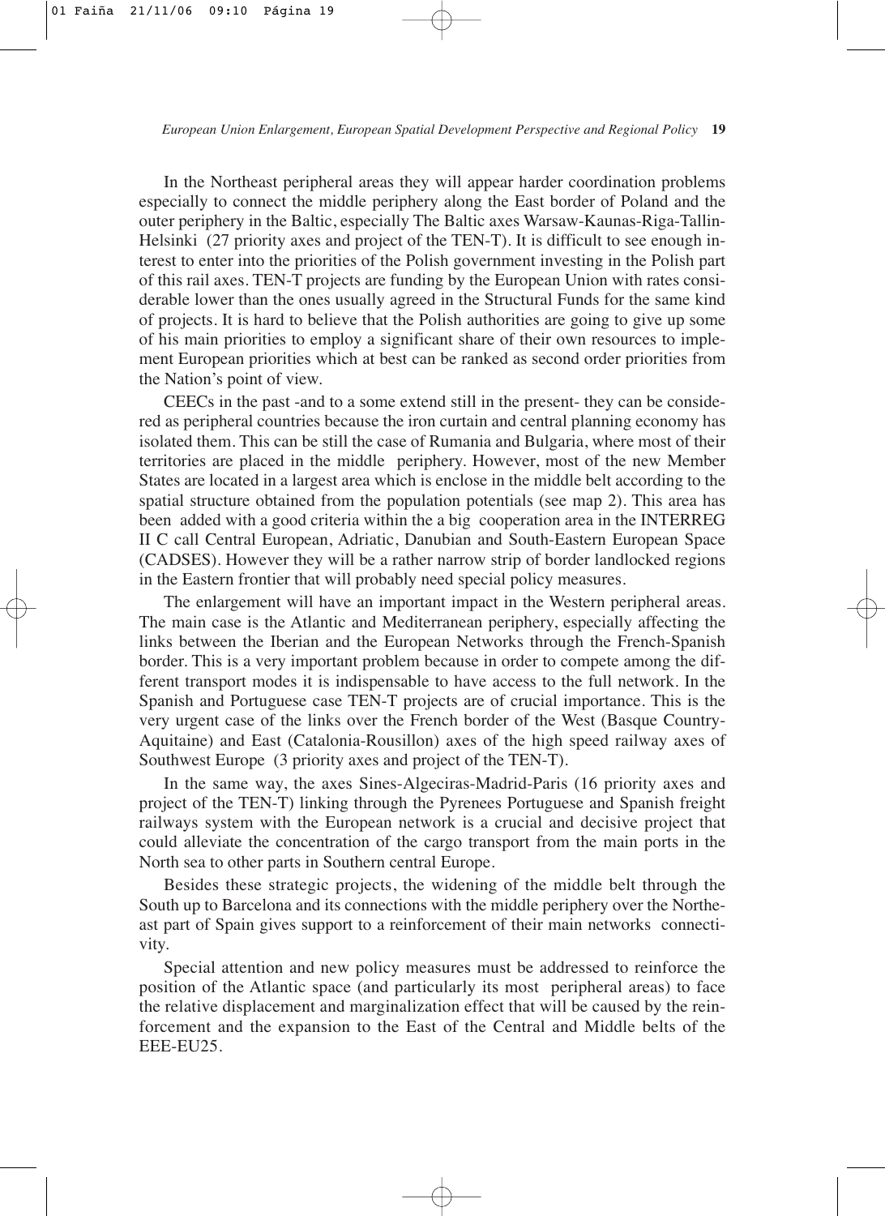In the Northeast peripheral areas they will appear harder coordination problems especially to connect the middle periphery along the East border of Poland and the outer periphery in the Baltic, especially The Baltic axes Warsaw-Kaunas-Riga-Tallin-Helsinki (27 priority axes and project of the TEN-T). It is difficult to see enough interest to enter into the priorities of the Polish government investing in the Polish part of this rail axes. TEN-T projects are funding by the European Union with rates considerable lower than the ones usually agreed in the Structural Funds for the same kind of projects. It is hard to believe that the Polish authorities are going to give up some of his main priorities to employ a significant share of their own resources to implement European priorities which at best can be ranked as second order priorities from the Nation's point of view.

CEECs in the past -and to a some extend still in the present- they can be considered as peripheral countries because the iron curtain and central planning economy has isolated them. This can be still the case of Rumania and Bulgaria, where most of their territories are placed in the middle periphery. However, most of the new Member States are located in a largest area which is enclose in the middle belt according to the spatial structure obtained from the population potentials (see map 2). This area has been added with a good criteria within the a big cooperation area in the INTERREG II C call Central European, Adriatic, Danubian and South-Eastern European Space (CADSES). However they will be a rather narrow strip of border landlocked regions in the Eastern frontier that will probably need special policy measures.

The enlargement will have an important impact in the Western peripheral areas. The main case is the Atlantic and Mediterranean periphery, especially affecting the links between the Iberian and the European Networks through the French-Spanish border. This is a very important problem because in order to compete among the different transport modes it is indispensable to have access to the full network. In the Spanish and Portuguese case TEN-T projects are of crucial importance. This is the very urgent case of the links over the French border of the West (Basque Country-Aquitaine) and East (Catalonia-Rousillon) axes of the high speed railway axes of Southwest Europe (3 priority axes and project of the TEN-T).

In the same way, the axes Sines-Algeciras-Madrid-Paris (16 priority axes and project of the TEN-T) linking through the Pyrenees Portuguese and Spanish freight railways system with the European network is a crucial and decisive project that could alleviate the concentration of the cargo transport from the main ports in the North sea to other parts in Southern central Europe.

Besides these strategic projects, the widening of the middle belt through the South up to Barcelona and its connections with the middle periphery over the Northeast part of Spain gives support to a reinforcement of their main networks connectivity.

Special attention and new policy measures must be addressed to reinforce the position of the Atlantic space (and particularly its most peripheral areas) to face the relative displacement and marginalization effect that will be caused by the reinforcement and the expansion to the East of the Central and Middle belts of the EEE-EU25.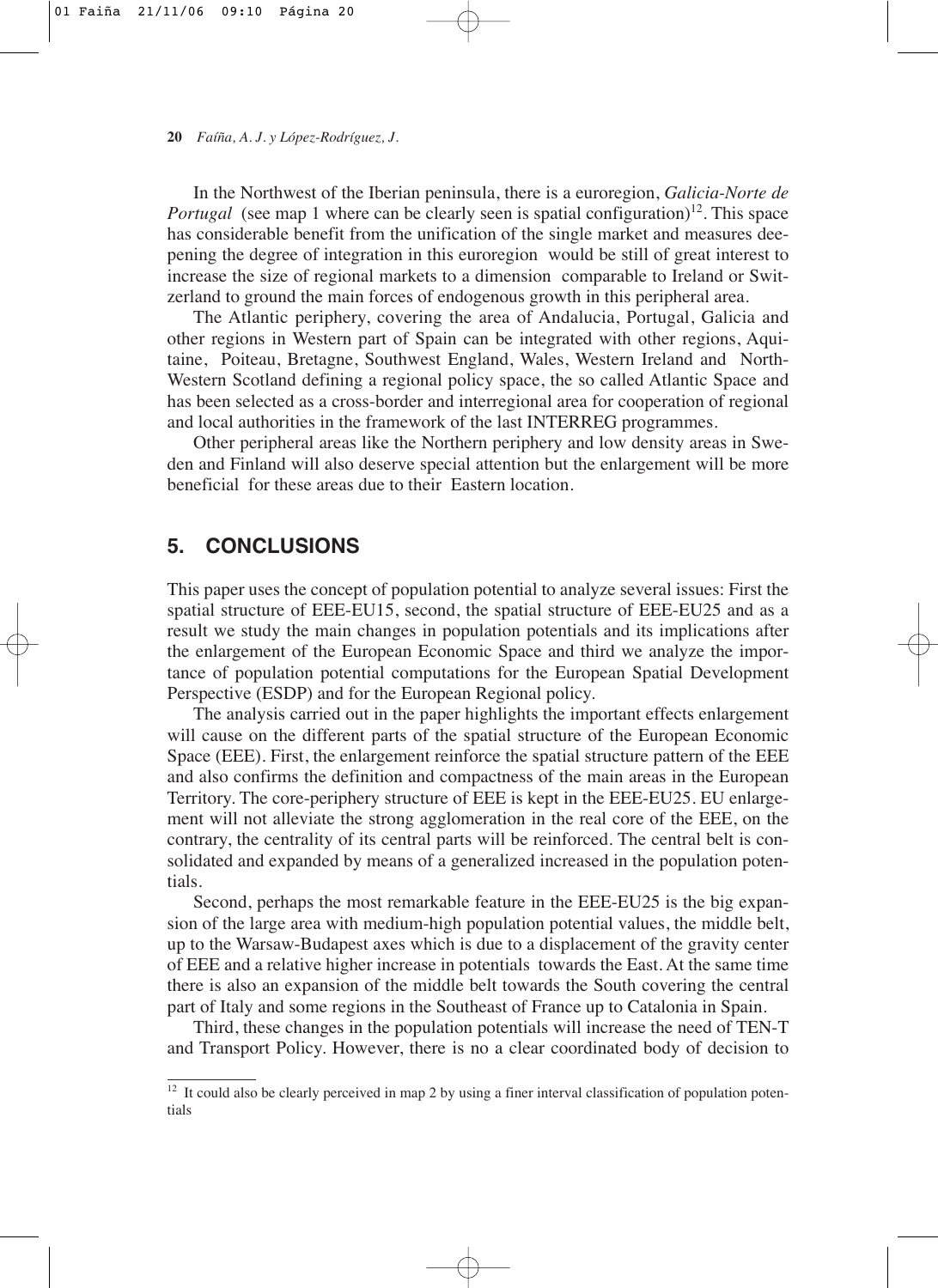In the Northwest of the Iberian peninsula, there is a euroregion, *Galicia-Norte de Portugal* (see map 1 where can be clearly seen is spatial configuration)[12]. This space has considerable benefit from the unification of the single market and measures deepening the degree of integration in this euroregion would be still of great interest to increase the size of regional markets to a dimension comparable to Ireland or Switzerland to ground the main forces of endogenous growth in this peripheral area.

The Atlantic periphery, covering the area of Andalucia, Portugal, Galicia and other regions in Western part of Spain can be integrated with other regions, Aquitaine, Poiteau, Bretagne, Southwest England, Wales, Western Ireland and North-Western Scotland defining a regional policy space, the so called Atlantic Space and has been selected as a cross-border and interregional area for cooperation of regional and local authorities in the framework of the last INTERREG programmes.

Other peripheral areas like the Northern periphery and low density areas in Sweden and Finland will also deserve special attention but the enlargement will be more beneficial for these areas due to their Eastern location.

## 5. CONCLUSIONS

This paper uses the concept of population potential to analyze several issues: First the spatial structure of EEE-EU15, second, the spatial structure of EEE-EU25 and as a result we study the main changes in population potentials and its implications after the enlargement of the European Economic Space and third we analyze the importance of population potential computations for the European Spatial Development Perspective (ESDP) and for the European Regional policy.

The analysis carried out in the paper highlights the important effects enlargement will cause on the different parts of the spatial structure of the European Economic Space (EEE). First, the enlargement reinforce the spatial structure pattern of the EEE and also confirms the definition and compactness of the main areas in the European Territory. The core-periphery structure of EEE is kept in the EEE-EU25. EU enlargement will not alleviate the strong agglomeration in the real core of the EEE, on the contrary, the centrality of its central parts will be reinforced. The central belt is consolidated and expanded by means of a generalized increased in the population potentials.

Second, perhaps the most remarkable feature in the EEE-EU25 is the big expansion of the large area with medium-high population potential values, the middle belt, up to the Warsaw-Budapest axes which is due to a displacement of the gravity center of EEE and a relative higher increase in potentials towards the East. At the same time there is also an expansion of the middle belt towards the South covering the central part of Italy and some regions in the Southeast of France up to Catalonia in Spain.

Third, these changes in the population potentials will increase the need of TEN-T and Transport Policy. However, there is no a clear coordinated body of decision to

[12] It could also be clearly perceived in map 2 by using a finer interval classification of population potentials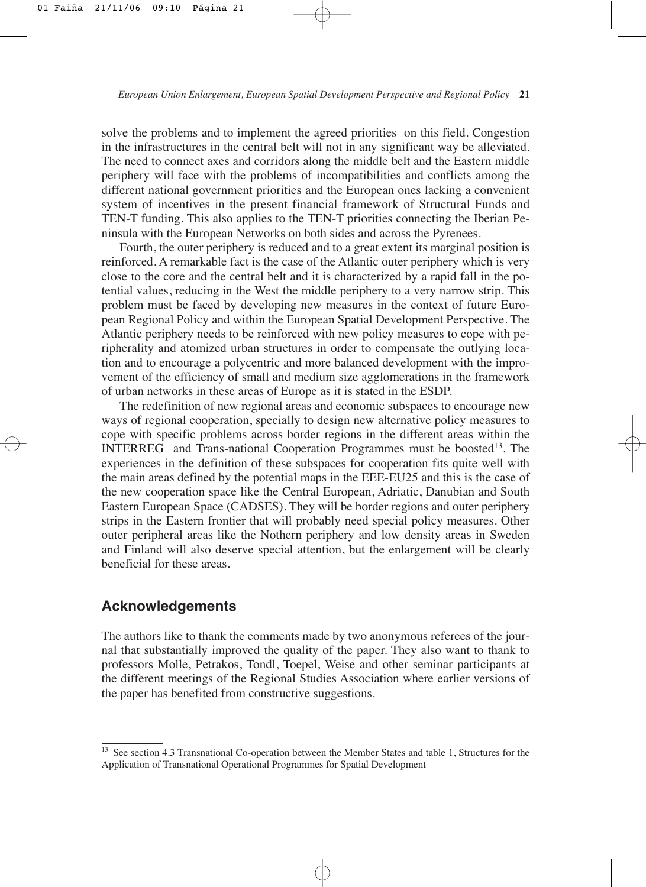solve the problems and to implement the agreed priorities on this field. Congestion in the infrastructures in the central belt will not in any significant way be alleviated. The need to connect axes and corridors along the middle belt and the Eastern middle periphery will face with the problems of incompatibilities and conflicts among the different national government priorities and the European ones lacking a convenient system of incentives in the present financial framework of Structural Funds and TEN-T funding. This also applies to the TEN-T priorities connecting the Iberian Peninsula with the European Networks on both sides and across the Pyrenees.

Fourth, the outer periphery is reduced and to a great extent its marginal position is reinforced. A remarkable fact is the case of the Atlantic outer periphery which is very close to the core and the central belt and it is characterized by a rapid fall in the potential values, reducing in the West the middle periphery to a very narrow strip. This problem must be faced by developing new measures in the context of future European Regional Policy and within the European Spatial Development Perspective. The Atlantic periphery needs to be reinforced with new policy measures to cope with peripherality and atomized urban structures in order to compensate the outlying location and to encourage a polycentric and more balanced development with the improvement of the efficiency of small and medium size agglomerations in the framework of urban networks in these areas of Europe as it is stated in the ESDP.

The redefinition of new regional areas and economic subspaces to encourage new ways of regional cooperation, specially to design new alternative policy measures to cope with specific problems across border regions in the different areas within the INTERREG and Trans-national Cooperation Programmes must be boosted[13]. The experiences in the definition of these subspaces for cooperation fits quite well with the main areas defined by the potential maps in the EEE-EU25 and this is the case of the new cooperation space like the Central European, Adriatic, Danubian and South Eastern European Space (CADSES). They will be border regions and outer periphery strips in the Eastern frontier that will probably need special policy measures. Other outer peripheral areas like the Nothern periphery and low density areas in Sweden and Finland will also deserve special attention, but the enlargement will be clearly beneficial for these areas.

## Acknowledgements

The authors like to thank the comments made by two anonymous referees of the journal that substantially improved the quality of the paper. They also want to thank to professors Molle, Petrakos, Tondl, Toepel, Weise and other seminar participants at the different meetings of the Regional Studies Association where earlier versions of the paper has benefited from constructive suggestions.

---

[13] See section 4.3 Transnational Co-operation between the Member States and table 1, Structures for the Application of Transnational Operational Programmes for Spatial Development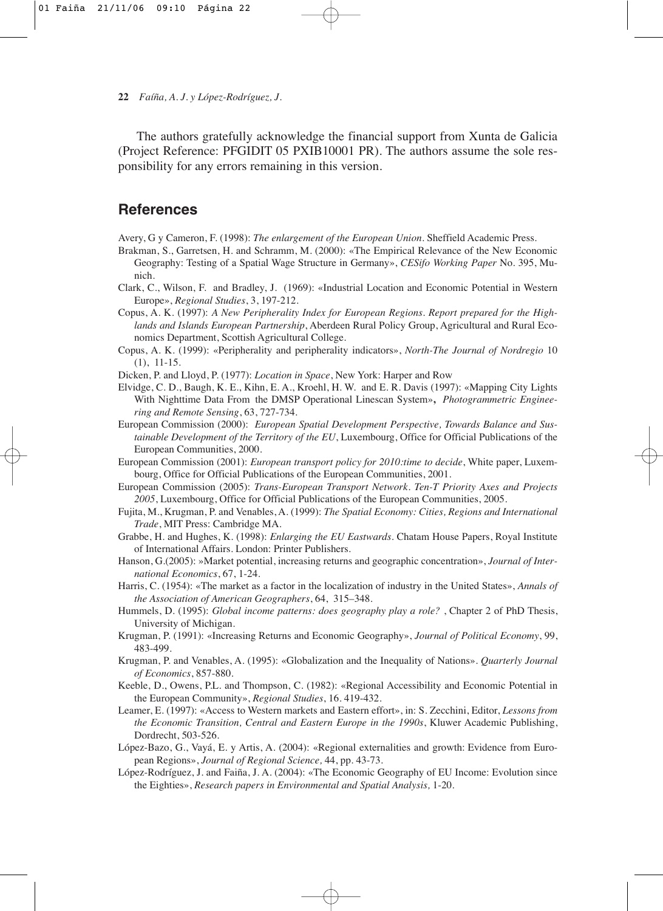The authors gratefully acknowledge the financial support from Xunta de Galicia (Project Reference: PFGIDIT 05 PXIB10001 PR). The authors assume the sole responsibility for any errors remaining in this version.

## References

Avery, G y Cameron, F. (1998): *The enlargement of the European Union*. Sheffield Academic Press.

Brakman, S., Garretsen, H. and Schramm, M. (2000): «The Empirical Relevance of the New Economic Geography: Testing of a Spatial Wage Structure in Germany», *CESifo Working Paper* No. 395, Munich.

Clark, C., Wilson, F. and Bradley, J. (1969): «Industrial Location and Economic Potential in Western Europe», *Regional Studies*, 3, 197-212.

Copus, A. K. (1997): *A New Peripherality Index for European Regions. Report prepared for the Highlands and Islands European Partnership*, Aberdeen Rural Policy Group, Agricultural and Rural Economics Department, Scottish Agricultural College.

Copus, A. K. (1999): «Peripherality and peripherality indicators», *North-The Journal of Nordregio* 10 (1), 11-15.

Dicken, P. and Lloyd, P. (1977): *Location in Space*, New York: Harper and Row

Elvidge, C. D., Baugh, K. E., Kihn, E. A., Kroehl, H. W. and E. R. Davis (1997): «Mapping City Lights With Nighttime Data From the DMSP Operational Linescan System», *Photogrammetric Engineering and Remote Sensing*, 63, 727-734.

European Commission (2000): *European Spatial Development Perspective, Towards Balance and Sustainable Development of the Territory of the EU*, Luxembourg, Office for Official Publications of the European Communities, 2000.

European Commission (2001): *European transport policy for 2010:time to decide*, White paper, Luxembourg, Office for Official Publications of the European Communities, 2001.

European Commission (2005): *Trans-European Transport Network. Ten-T Priority Axes and Projects 2005*, Luxembourg, Office for Official Publications of the European Communities, 2005.

Fujita, M., Krugman, P. and Venables, A. (1999): *The Spatial Economy: Cities, Regions and International Trade*, MIT Press: Cambridge MA.

Grabbe, H. and Hughes, K. (1998): *Enlarging the EU Eastwards*. Chatam House Papers, Royal Institute of International Affairs. London: Printer Publishers.

Hanson, G.(2005): »Market potential, increasing returns and geographic concentration», *Journal of International Economics*, 67, 1-24.

Harris, C. (1954): «The market as a factor in the localization of industry in the United States», *Annals of the Association of American Geographers*, 64, 315–348.

Hummels, D. (1995): *Global income patterns: does geography play a role?* , Chapter 2 of PhD Thesis, University of Michigan.

Krugman, P. (1991): «Increasing Returns and Economic Geography», *Journal of Political Economy*, 99, 483-499.

Krugman, P. and Venables, A. (1995): «Globalization and the Inequality of Nations». *Quarterly Journal of Economics*, 857-880.

Keeble, D., Owens, P.L. and Thompson, C. (1982): «Regional Accessibility and Economic Potential in the European Community», *Regional Studies*, 16. 419-432.

Leamer, E. (1997): «Access to Western markets and Eastern effort», in: S. Zecchini, Editor, *Lessons from the Economic Transition, Central and Eastern Europe in the 1990s*, Kluwer Academic Publishing, Dordrecht, 503-526.

López-Bazo, G., Vayá, E. y Artis, A. (2004): «Regional externalities and growth: Evidence from European Regions», *Journal of Regional Science,* 44, pp. 43-73.

López-Rodríguez, J. and Faiña, J. A. (2004): «The Economic Geography of EU Income: Evolution since the Eighties», *Research papers in Environmental and Spatial Analysis,* 1-20.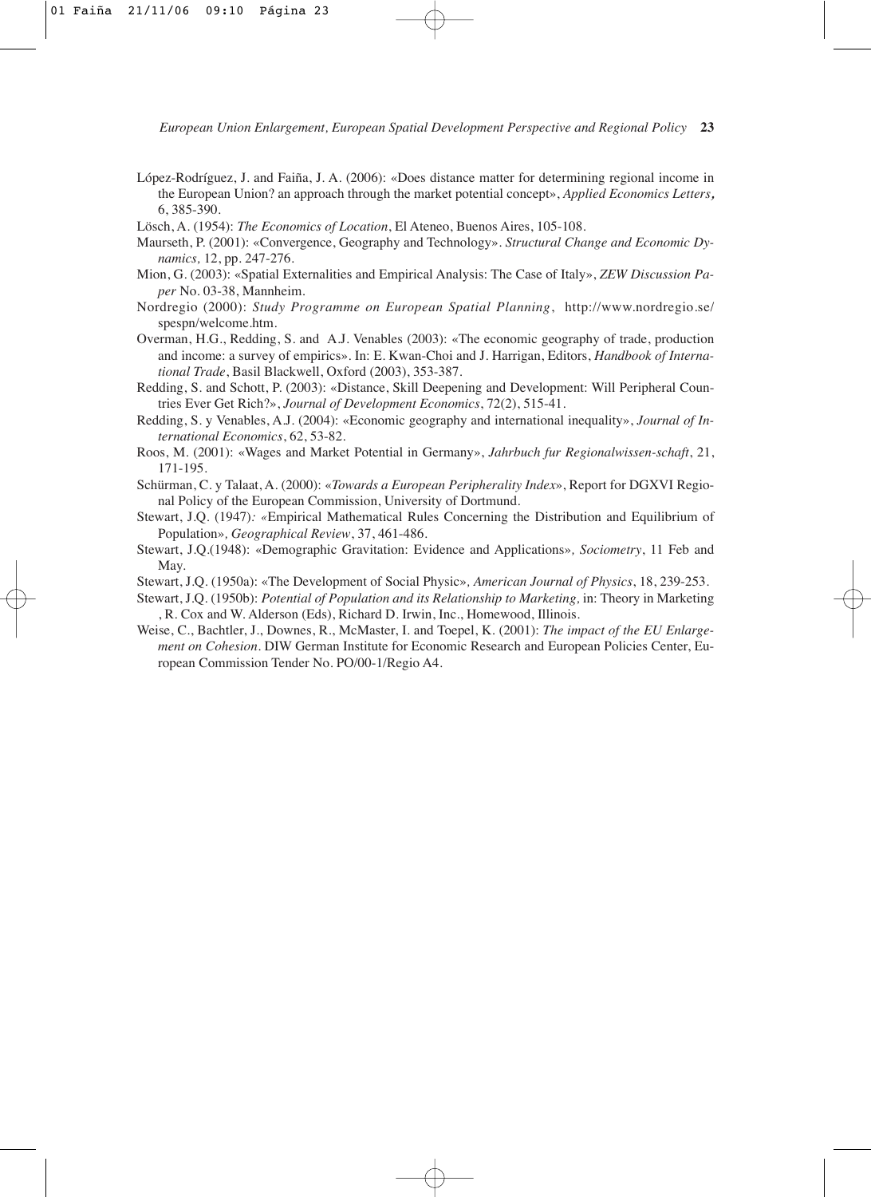López-Rodríguez, J. and Faiña, J. A. (2006): «Does distance matter for determining regional income in the European Union? an approach through the market potential concept», *Applied Economics Letters,* 6, 385-390.

Lösch, A. (1954): *The Economics of Location*, El Ateneo, Buenos Aires, 105-108.

Maurseth, P. (2001): «Convergence, Geography and Technology». *Structural Change and Economic Dynamics,* 12, pp. 247-276.

Mion, G. (2003): «Spatial Externalities and Empirical Analysis: The Case of Italy», *ZEW Discussion Paper* No. 03-38, Mannheim.

Nordregio (2000): *Study Programme on European Spatial Planning*, http://www.nordregio.se/spespn/welcome.htm.

Overman, H.G., Redding, S. and A.J. Venables (2003): «The economic geography of trade, production and income: a survey of empirics». In: E. Kwan-Choi and J. Harrigan, Editors, *Handbook of International Trade*, Basil Blackwell, Oxford (2003), 353-387.

Redding, S. and Schott, P. (2003): «Distance, Skill Deepening and Development: Will Peripheral Countries Ever Get Rich?», *Journal of Development Economics*, 72(2), 515-41.

Redding, S. y Venables, A.J. (2004): «Economic geography and international inequality», *Journal of International Economics*, 62, 53-82.

Roos, M. (2001): «Wages and Market Potential in Germany», *Jahrbuch fur Regionalwissen-schaft*, 21, 171-195.

Schürman, C. y Talaat, A. (2000): «*Towards a European Peripherality Index*», Report for DGXVI Regional Policy of the European Commission, University of Dortmund.

Stewart, J.Q. (1947)*: «*Empirical Mathematical Rules Concerning the Distribution and Equilibrium of Population»*, Geographical Review*, 37, 461-486.

Stewart, J.Q.(1948): «Demographic Gravitation: Evidence and Applications»*, Sociometry*, 11 Feb and May.

Stewart, J.Q. (1950a): «The Development of Social Physic»*, American Journal of Physics*, 18, 239-253.

Stewart, J.Q. (1950b): *Potential of Population and its Relationship to Marketing,* in: Theory in Marketing , R. Cox and W. Alderson (Eds), Richard D. Irwin, Inc., Homewood, Illinois.

Weise, C., Bachtler, J., Downes, R., McMaster, I. and Toepel, K. (2001): *The impact of the EU Enlargement on Cohesion*. DIW German Institute for Economic Research and European Policies Center, European Commission Tender No. PO/00-1/Regio A4.